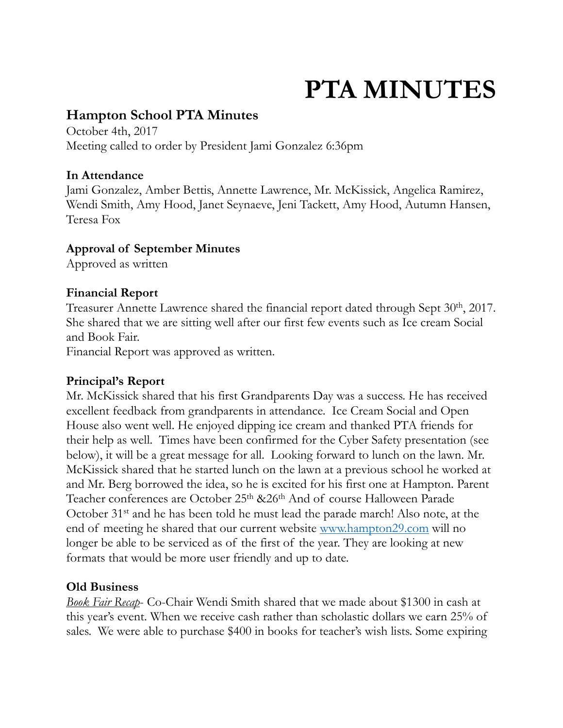# PTA MINUTES

## Hampton School PTA Minutes

October 4th, 2017
Meeting called to order by President Jami Gonzalez 6:36pm

### In Attendance

Jami Gonzalez, Amber Bettis, Annette Lawrence, Mr. McKissick, Angelica Ramirez, Wendi Smith, Amy Hood, Janet Seynaeve, Jeni Tackett, Amy Hood, Autumn Hansen, Teresa Fox

### Approval of September Minutes

Approved as written

### Financial Report

Treasurer Annette Lawrence shared the financial report dated through Sept 30th, 2017. She shared that we are sitting well after our first few events such as Ice cream Social and Book Fair.
Financial Report was approved as written.

### Principal's Report

Mr. McKissick shared that his first Grandparents Day was a success. He has received excellent feedback from grandparents in attendance. Ice Cream Social and Open House also went well. He enjoyed dipping ice cream and thanked PTA friends for their help as well. Times have been confirmed for the Cyber Safety presentation (see below), it will be a great message for all. Looking forward to lunch on the lawn. Mr. McKissick shared that he started lunch on the lawn at a previous school he worked at and Mr. Berg borrowed the idea, so he is excited for his first one at Hampton. Parent Teacher conferences are October 25th &26th And of course Halloween Parade October 31st and he has been told he must lead the parade march! Also note, at the end of meeting he shared that our current website [www.hampton29.com](http://www.hampton29.com) will no longer be able to be serviced as of the first of the year. They are looking at new formats that would be more user friendly and up to date.

### Old Business

*Book Fair Recap*- Co-Chair Wendi Smith shared that we made about $1300 in cash at this year's event. When we receive cash rather than scholastic dollars we earn 25% of sales. We were able to purchase $400 in books for teacher's wish lists. Some expiring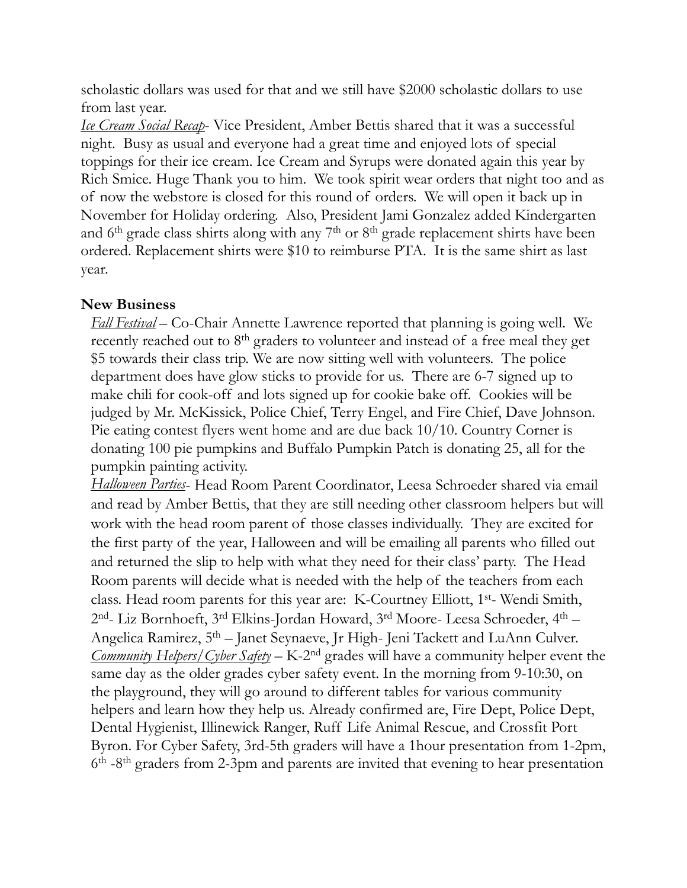scholastic dollars was used for that and we still have $2000 scholastic dollars to use from last year.

*Ice Cream Social Recap*- Vice President, Amber Bettis shared that it was a successful night. Busy as usual and everyone had a great time and enjoyed lots of special toppings for their ice cream. Ice Cream and Syrups were donated again this year by Rich Smice. Huge Thank you to him. We took spirit wear orders that night too and as of now the webstore is closed for this round of orders. We will open it back up in November for Holiday ordering. Also, President Jami Gonzalez added Kindergarten and 6th grade class shirts along with any 7th or 8th grade replacement shirts have been ordered. Replacement shirts were $10 to reimburse PTA. It is the same shirt as last year.

**New Business**

*Fall Festival* – Co-Chair Annette Lawrence reported that planning is going well. We recently reached out to 8th graders to volunteer and instead of a free meal they get $5 towards their class trip. We are now sitting well with volunteers. The police department does have glow sticks to provide for us. There are 6-7 signed up to make chili for cook-off and lots signed up for cookie bake off. Cookies will be judged by Mr. McKissick, Police Chief, Terry Engel, and Fire Chief, Dave Johnson. Pie eating contest flyers went home and are due back 10/10. Country Corner is donating 100 pie pumpkins and Buffalo Pumpkin Patch is donating 25, all for the pumpkin painting activity.

*Halloween Parties*- Head Room Parent Coordinator, Leesa Schroeder shared via email and read by Amber Bettis, that they are still needing other classroom helpers but will work with the head room parent of those classes individually. They are excited for the first party of the year, Halloween and will be emailing all parents who filled out and returned the slip to help with what they need for their class' party. The Head Room parents will decide what is needed with the help of the teachers from each class. Head room parents for this year are: K-Courtney Elliott, 1st- Wendi Smith, 2nd- Liz Bornhoeft, 3rd Elkins-Jordan Howard, 3rd Moore- Leesa Schroeder, 4th – Angelica Ramirez, 5th – Janet Seynaeve, Jr High- Jeni Tackett and LuAnn Culver.

*Community Helpers/Cyber Safety* – K-2nd grades will have a community helper event the same day as the older grades cyber safety event. In the morning from 9-10:30, on the playground, they will go around to different tables for various community helpers and learn how they help us. Already confirmed are, Fire Dept, Police Dept, Dental Hygienist, Illinewick Ranger, Ruff Life Animal Rescue, and Crossfit Port Byron. For Cyber Safety, 3rd-5th graders will have a 1hour presentation from 1-2pm, 6th -8th graders from 2-3pm and parents are invited that evening to hear presentation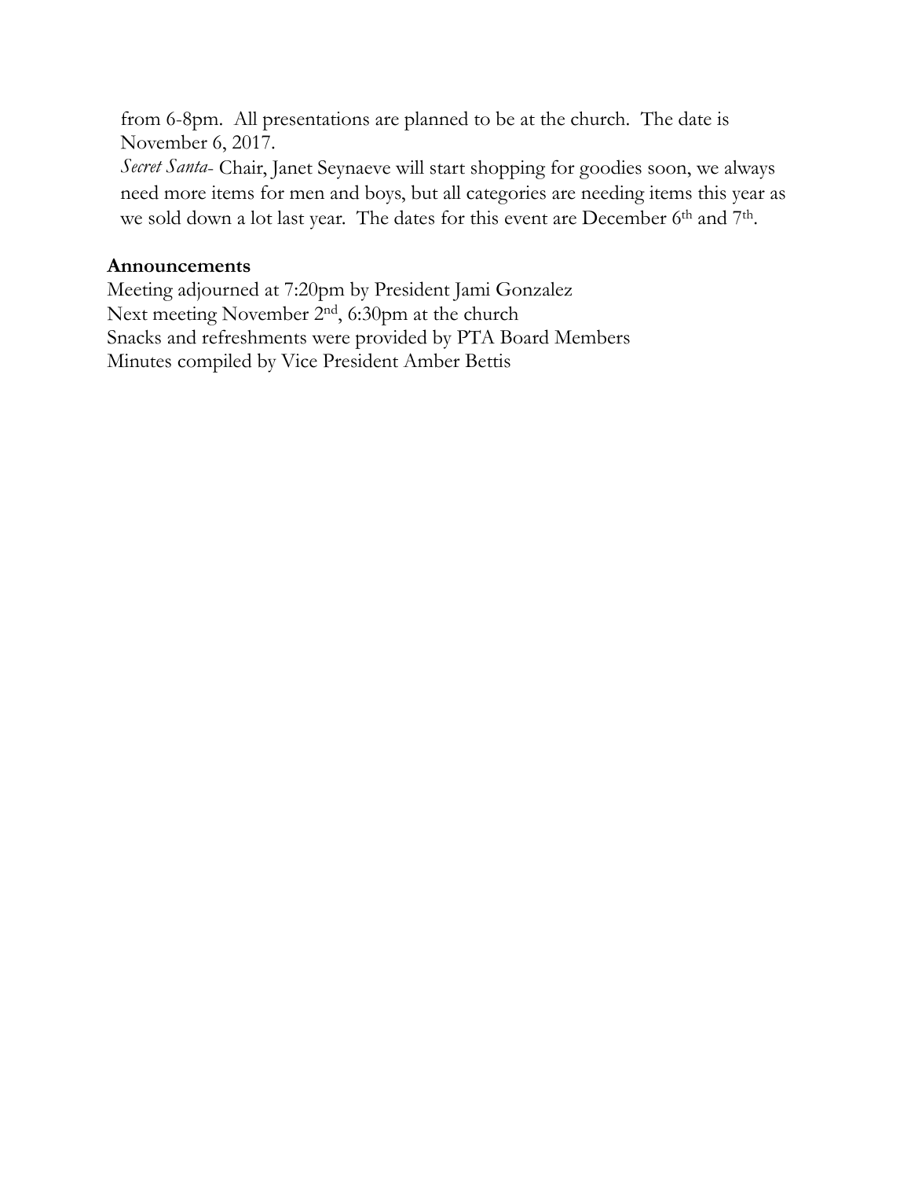from 6-8pm. All presentations are planned to be at the church. The date is November 6, 2017.

*Secret Santa*- Chair, Janet Seynaeve will start shopping for goodies soon, we always need more items for men and boys, but all categories are needing items this year as we sold down a lot last year. The dates for this event are December 6th and 7th.

**Announcements**

Meeting adjourned at 7:20pm by President Jami Gonzalez

Next meeting November 2nd, 6:30pm at the church

Snacks and refreshments were provided by PTA Board Members

Minutes compiled by Vice President Amber Bettis